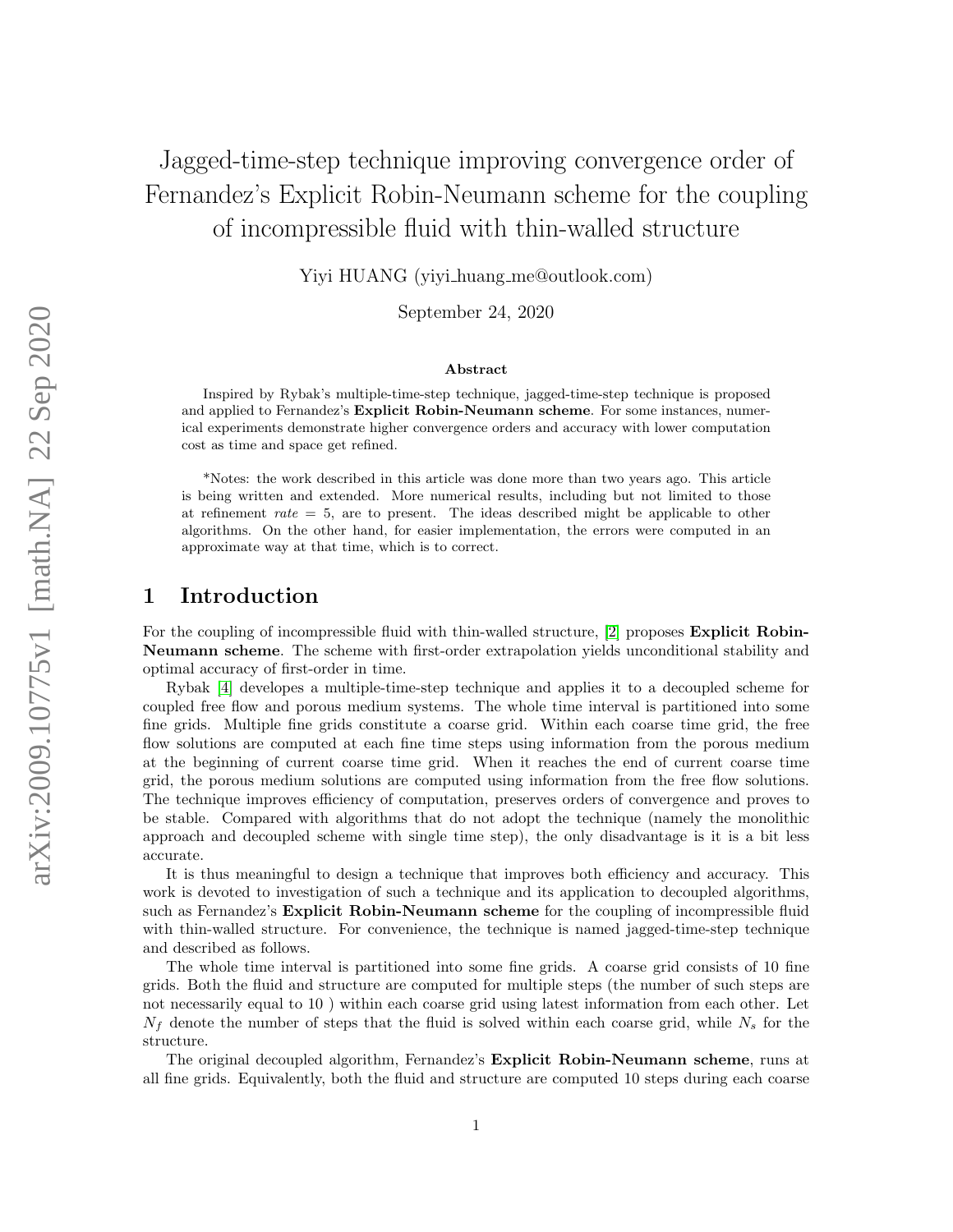# Jagged-time-step technique improving convergence order of Fernandez's Explicit Robin-Neumann scheme for the coupling of incompressible fluid with thin-walled structure

Yiyi HUANG (yiyi_huang_me@outlook.com)

September 24, 2020

**Abstract**

Inspired by Rybak's multiple-time-step technique, jagged-time-step technique is proposed and applied to Fernandez's **Explicit Robin-Neumann scheme**. For some instances, numerical experiments demonstrate higher convergence orders and accuracy with lower computation cost as time and space get refined.

*Notes: the work described in this article was done more than two years ago. This article is being written and extended. More numerical results, including but not limited to those at refinement $rate = 5$, are to present. The ideas described might be applicable to other algorithms. On the other hand, for easier implementation, the errors were computed in an approximate way at that time, which is to correct.

## 1 Introduction

For the coupling of incompressible fluid with thin-walled structure, [2] proposes **Explicit Robin-Neumann scheme**. The scheme with first-order extrapolation yields unconditional stability and optimal accuracy of first-order in time.

Rybak [4] developes a multiple-time-step technique and applies it to a decoupled scheme for coupled free flow and porous medium systems. The whole time interval is partitioned into some fine grids. Multiple fine grids constitute a coarse grid. Within each coarse time grid, the free flow solutions are computed at each fine time steps using information from the porous medium at the beginning of current coarse time grid. When it reaches the end of current coarse time grid, the porous medium solutions are computed using information from the free flow solutions. The technique improves efficiency of computation, preserves orders of convergence and proves to be stable. Compared with algorithms that do not adopt the technique (namely the monolithic approach and decoupled scheme with single time step), the only disadvantage is it is a bit less accurate.

It is thus meaningful to design a technique that improves both efficiency and accuracy. This work is devoted to investigation of such a technique and its application to decoupled algorithms, such as Fernandez's **Explicit Robin-Neumann scheme** for the coupling of incompressible fluid with thin-walled structure. For convenience, the technique is named jagged-time-step technique and described as follows.

The whole time interval is partitioned into some fine grids. A coarse grid consists of 10 fine grids. Both the fluid and structure are computed for multiple steps (the number of such steps are not necessarily equal to 10 ) within each coarse grid using latest information from each other. Let $N_f$ denote the number of steps that the fluid is solved within each coarse grid, while $N_s$ for the structure.

The original decoupled algorithm, Fernandez's **Explicit Robin-Neumann scheme**, runs at all fine grids. Equivalently, both the fluid and structure are computed 10 steps during each coarse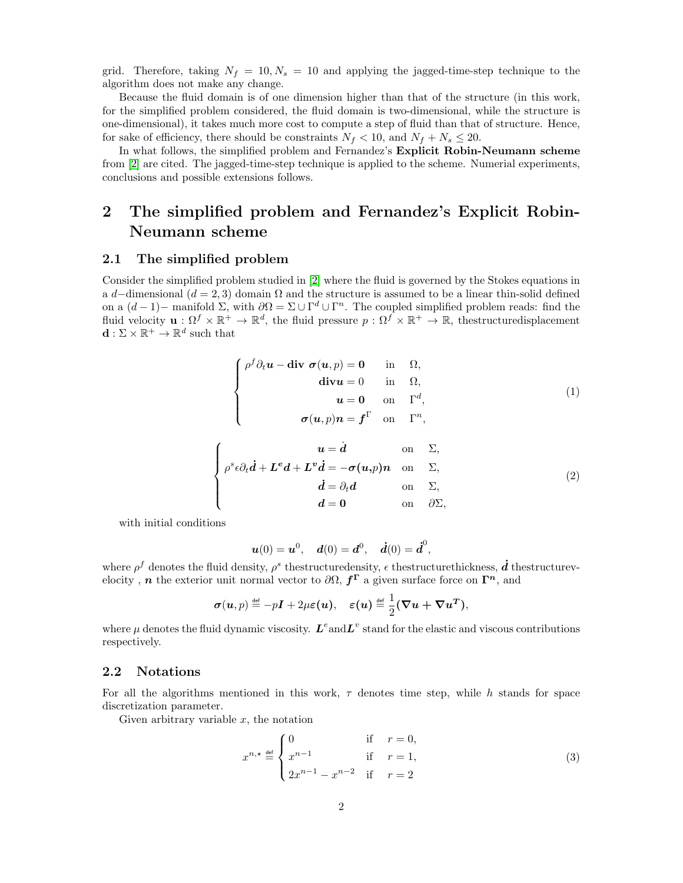grid. Therefore, taking $N_f = 10, N_s = 10$ and applying the jagged-time-step technique to the algorithm does not make any change.

Because the fluid domain is of one dimension higher than that of the structure (in this work, for the simplified problem considered, the fluid domain is two-dimensional, while the structure is one-dimensional), it takes much more cost to compute a step of fluid than that of structure. Hence, for sake of efficiency, there should be constraints $N_f < 10$, and $N_f + N_s \leq 20$.

In what follows, the simplified problem and Fernandez's **Explicit Robin-Neumann scheme** from [2] are cited. The jagged-time-step technique is applied to the scheme. Numerial experiments, conclusions and possible extensions follows.

# 2 The simplified problem and Fernandez's Explicit Robin-Neumann scheme

## 2.1 The simplified problem

Consider the simplified problem studied in [2] where the fluid is governed by the Stokes equations in a $d-$dimensional ($d = 2, 3$) domain $\Omega$ and the structure is assumed to be a linear thin-solid defined on a $(d-1)-$ manifold $\Sigma$, with $\partial\Omega = \Sigma \cup \Gamma^d \cup \Gamma^n$. The coupled simplified problem reads: find the fluid velocity $\mathbf{u} : \Omega^f \times \mathbb{R}^+ \to \mathbb{R}^d$, the fluid pressure $p : \Omega^f \times \mathbb{R}^+ \to \mathbb{R}$, thestructuredisplacement $\mathbf{d} : \Sigma \times \mathbb{R}^+ \to \mathbb{R}^d$ such that

$$
\begin{cases}
\rho^f \partial_t \boldsymbol{u} - \mathbf{div}\ \boldsymbol{\sigma}(\boldsymbol{u}, p) = \mathbf{0} & \text{in} \quad \Omega, \\
\mathbf{div}\boldsymbol{u} = 0 & \text{in} \quad \Omega, \\
\boldsymbol{u} = \mathbf{0} & \text{on} \quad \Gamma^d, \\
\boldsymbol{\sigma}(\boldsymbol{u}, p)\boldsymbol{n} = \boldsymbol{f}^\Gamma & \text{on} \quad \Gamma^n,
\end{cases}
\tag{1}
$$

$$
\begin{cases}
\boldsymbol{u} = \dot{\boldsymbol{d}} & \text{on} \quad \Sigma, \\
\rho^s \epsilon \partial_t \dot{\boldsymbol{d}} + \boldsymbol{L^e d} + \boldsymbol{L^v} \dot{\boldsymbol{d}} = -\boldsymbol{\sigma}(\boldsymbol{u}, p)\boldsymbol{n} & \text{on} \quad \Sigma, \\
\dot{\boldsymbol{d}} = \partial_t \boldsymbol{d} & \text{on} \quad \Sigma, \\
\boldsymbol{d} = \mathbf{0} & \text{on} \quad \partial\Sigma,
\end{cases}
\tag{2}
$$

with initial conditions

$$
\boldsymbol{u}(0) = \boldsymbol{u}^0, \quad \boldsymbol{d}(0) = \boldsymbol{d}^0, \quad \dot{\boldsymbol{d}}(0) = \dot{\boldsymbol{d}}^0,
$$

where $\rho^f$ denotes the fluid density, $\rho^s$ thestructuredensity, $\epsilon$ thestructurethickness, $\dot{\boldsymbol{d}}$ thestructurevelocity , $\boldsymbol{n}$ the exterior unit normal vector to $\partial\Omega$, $\boldsymbol{f}^{\boldsymbol{\Gamma}}$ a given surface force on $\boldsymbol{\Gamma^n}$, and

$$
\boldsymbol{\sigma}(\boldsymbol{u}, p) \stackrel{\text{def}}{=} -p\boldsymbol{I} + 2\mu\boldsymbol{\varepsilon}(\boldsymbol{u}), \quad \boldsymbol{\varepsilon}(\boldsymbol{u}) \stackrel{\text{def}}{=} \frac{1}{2}(\boldsymbol{\nabla u} + \boldsymbol{\nabla u^T}),
$$

where $\mu$ denotes the fluid dynamic viscosity. $\boldsymbol{L}^e$and$\boldsymbol{L}^v$ stand for the elastic and viscous contributions respectively.

## 2.2 Notations

For all the algorithms mentioned in this work, $\tau$ denotes time step, while $h$ stands for space discretization parameter.

Given arbitrary variable $x$, the notation

$$
x^{n,\star} \stackrel{\text{def}}{=}
\begin{cases}
0 & \text{if} \quad r = 0, \\
x^{n-1} & \text{if} \quad r = 1, \\
2x^{n-1} - x^{n-2} & \text{if} \quad r = 2
\end{cases}
\tag{3}
$$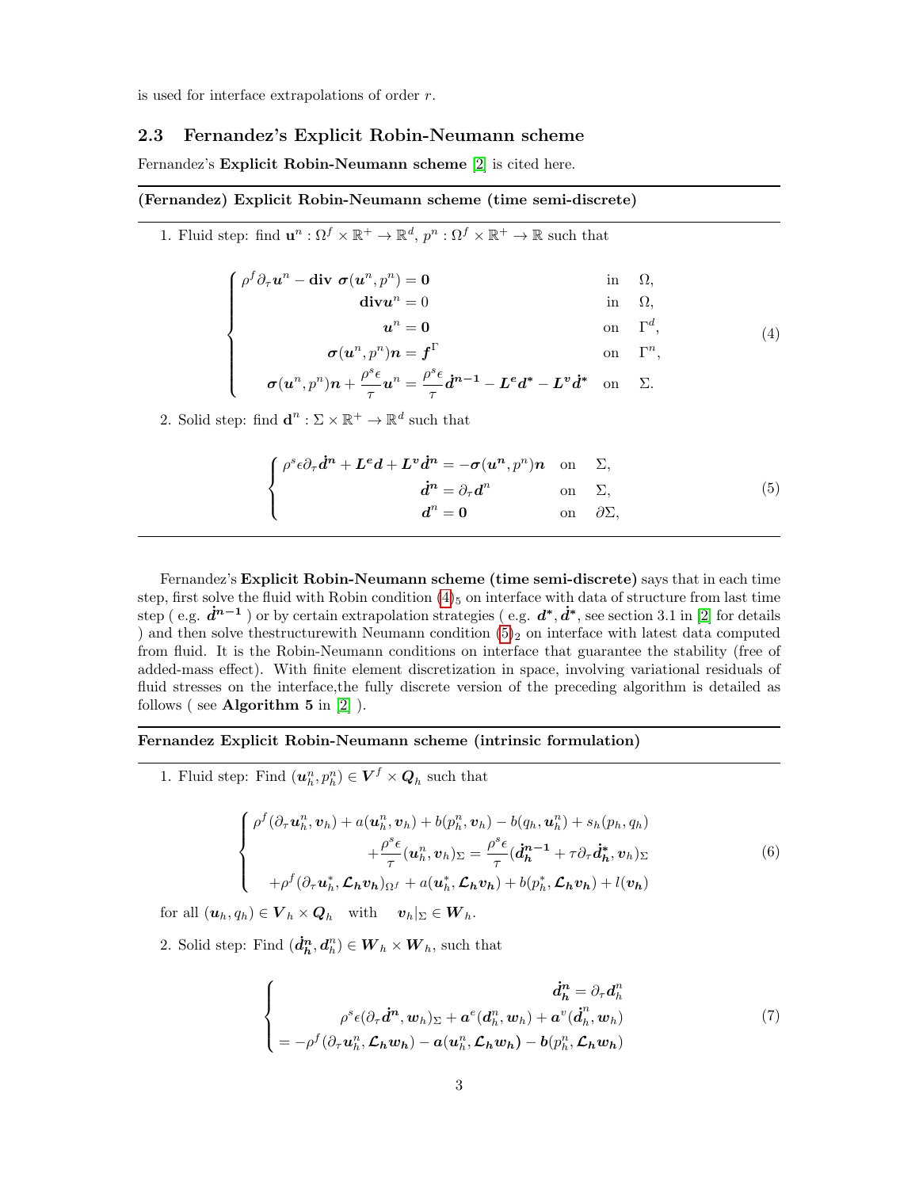is used for interface extrapolations of order $r$.

## 2.3 Fernandez's Explicit Robin-Neumann scheme

Fernandez's **Explicit Robin-Neumann scheme** [2] is cited here.

---

**(Fernandez) Explicit Robin-Neumann scheme (time semi-discrete)**

---

1. Fluid step: find $\mathbf{u}^n : \Omega^f \times \mathbb{R}^+ \to \mathbb{R}^d$, $p^n : \Omega^f \times \mathbb{R}^+ \to \mathbb{R}$ such that

$$
\begin{cases}
\rho^f \partial_\tau \boldsymbol{u}^n - \mathbf{div}\ \boldsymbol{\sigma}(\boldsymbol{u}^n, p^n) = \mathbf{0} & \text{in} \quad \Omega, \\
\mathbf{div} \boldsymbol{u}^n = 0 & \text{in} \quad \Omega, \\
\boldsymbol{u}^n = \mathbf{0} & \text{on} \quad \Gamma^d, \\
\boldsymbol{\sigma}(\boldsymbol{u}^n, p^n)\boldsymbol{n} = \boldsymbol{f}^\Gamma & \text{on} \quad \Gamma^n, \\
\boldsymbol{\sigma}(\boldsymbol{u}^n, p^n)\boldsymbol{n} + \dfrac{\rho^s \epsilon}{\tau} \boldsymbol{u}^n = \dfrac{\rho^s \epsilon}{\tau} \dot{\boldsymbol{d}}^{\boldsymbol{n-1}} - \boldsymbol{L^e} \boldsymbol{d^*} - \boldsymbol{L^v} \dot{\boldsymbol{d}}^{\boldsymbol{*}} & \text{on} \quad \Sigma.
\end{cases}
\tag{4}
$$

2. Solid step: find $\mathbf{d}^n : \Sigma \times \mathbb{R}^+ \to \mathbb{R}^d$ such that

$$
\begin{cases}
\rho^s \epsilon \partial_\tau \dot{\boldsymbol{d}}^{\boldsymbol{n}} + \boldsymbol{L^e} \boldsymbol{d} + \boldsymbol{L^v} \dot{\boldsymbol{d}}^{\boldsymbol{n}} = -\boldsymbol{\sigma}(\boldsymbol{u^n}, p^n)\boldsymbol{n} & \text{on} \quad \Sigma, \\
\dot{\boldsymbol{d}}^{\boldsymbol{n}} = \partial_\tau \boldsymbol{d}^n & \text{on} \quad \Sigma, \\
\boldsymbol{d}^n = \mathbf{0} & \text{on} \quad \partial\Sigma,
\end{cases}
\tag{5}
$$

---

Fernandez's **Explicit Robin-Neumann scheme (time semi-discrete)** says that in each time step, first solve the fluid with Robin condition $(4)_5$ on interface with data of structure from last time step ( e.g. $\dot{\boldsymbol{d}}^{\boldsymbol{n-1}}$ ) or by certain extrapolation strategies ( e.g. $\boldsymbol{d^*}, \dot{\boldsymbol{d}}^{\boldsymbol{*}}$, see section 3.1 in [2] for details ) and then solve thestructurewith Neumann condition $(5)_2$ on interface with latest data computed from fluid. It is the Robin-Neumann conditions on interface that guarantee the stability (free of added-mass effect). With finite element discretization in space, involving variational residuals of fluid stresses on the interface,the fully discrete version of the preceding algorithm is detailed as follows ( see **Algorithm 5** in [2] ).

---

**Fernandez Explicit Robin-Neumann scheme (intrinsic formulation)**

---

1. Fluid step: Find $(\boldsymbol{u}_h^n, p_h^n) \in \boldsymbol{V}^f \times \boldsymbol{Q}_h$ such that

$$
\begin{cases}
\rho^f (\partial_\tau \boldsymbol{u}_h^n, \boldsymbol{v}_h) + a(\boldsymbol{u}_h^n, \boldsymbol{v}_h) + b(p_h^n, \boldsymbol{v}_h) - b(q_h, \boldsymbol{u}_h^n) + s_h(p_h, q_h) \\
\qquad + \dfrac{\rho^s \epsilon}{\tau} (\boldsymbol{u}_h^n, \boldsymbol{v}_h)_\Sigma = \dfrac{\rho^s \epsilon}{\tau} (\dot{\boldsymbol{d}}_{\boldsymbol{h}}^{\boldsymbol{n-1}} + \tau \partial_\tau \dot{\boldsymbol{d}}_{\boldsymbol{h}}^{\boldsymbol{*}}, \boldsymbol{v}_h)_\Sigma \\
\quad + \rho^f (\partial_\tau \boldsymbol{u}_h^*, \boldsymbol{\mathcal{L}_h v_h})_{\Omega^f} + a(\boldsymbol{u}_h^*, \boldsymbol{\mathcal{L}_h v_h}) + b(p_h^*, \boldsymbol{\mathcal{L}_h v_h}) + l(\boldsymbol{v_h})
\end{cases}
\tag{6}
$$

for all $(\boldsymbol{u}_h, q_h) \in \boldsymbol{V}_h \times \boldsymbol{Q}_h$ with $\boldsymbol{v}_h|_\Sigma \in \boldsymbol{W}_h$.

2. Solid step: Find $(\dot{\boldsymbol{d}}_{\boldsymbol{h}}^{\boldsymbol{n}}, \boldsymbol{d}_h^n) \in \boldsymbol{W}_h \times \boldsymbol{W}_h$, such that

$$
\begin{cases}
\dot{\boldsymbol{d}}_{\boldsymbol{h}}^{\boldsymbol{n}} = \partial_\tau \boldsymbol{d}_h^n \\
\rho^s \epsilon (\partial_\tau \dot{\boldsymbol{d}}^{\boldsymbol{n}}, \boldsymbol{w}_h)_\Sigma + \boldsymbol{a}^e(\boldsymbol{d}_h^n, \boldsymbol{w}_h) + \boldsymbol{a}^v(\dot{\boldsymbol{d}}_h^n, \boldsymbol{w}_h) \\
= -\rho^f (\partial_\tau \boldsymbol{u}_h^n, \boldsymbol{\mathcal{L}_h w_h}) - \boldsymbol{a}(\boldsymbol{u}_h^n, \boldsymbol{\mathcal{L}_h w_h}) - \boldsymbol{b}(p_h^n, \boldsymbol{\mathcal{L}_h w_h})
\end{cases}
\tag{7}
$$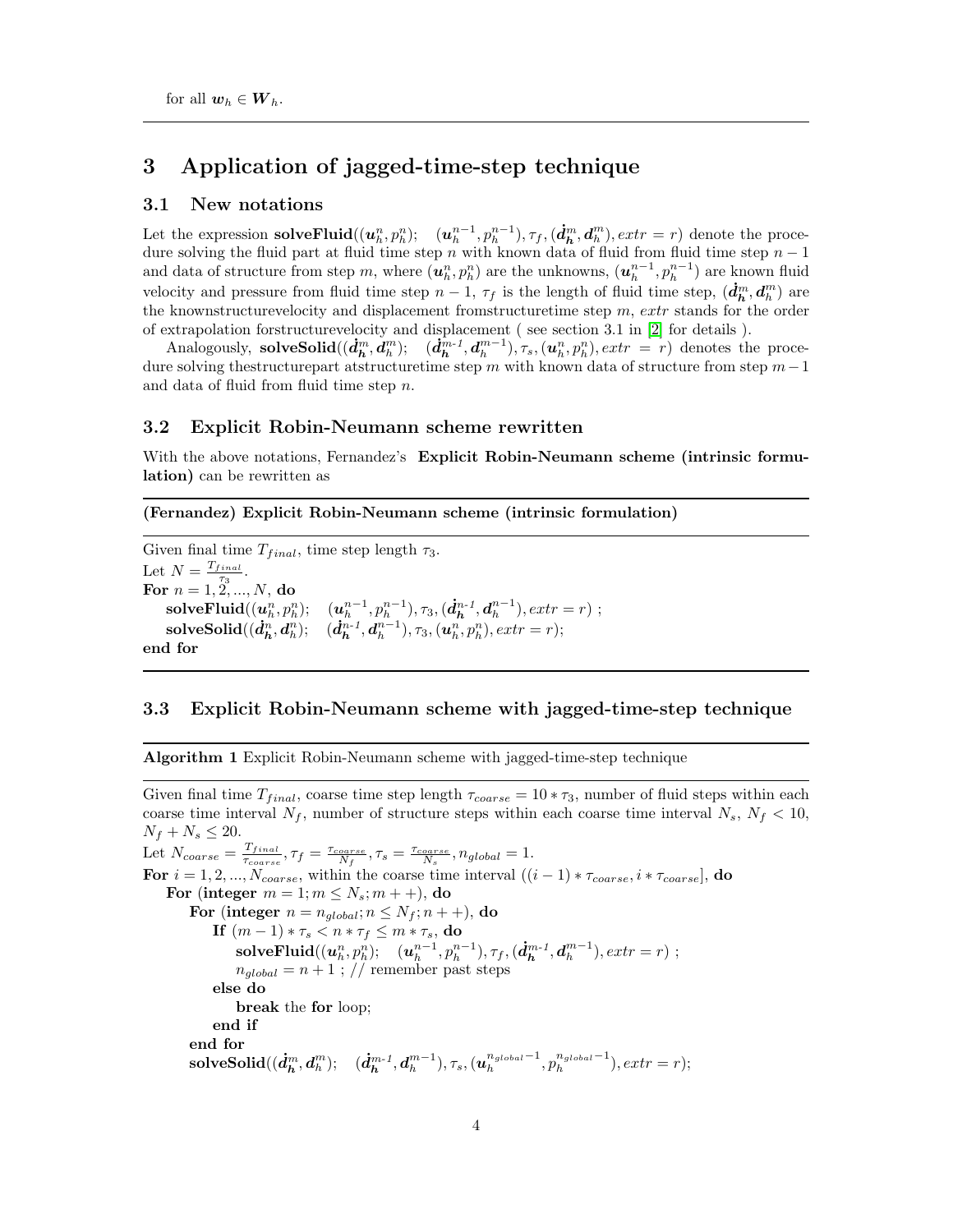for all $\boldsymbol{w}_h \in \boldsymbol{W}_h$.

---

# 3 Application of jagged-time-step technique

## 3.1 New notations

Let the expression **solveFluid**$((\boldsymbol{u}_h^n, p_h^n);\quad (\boldsymbol{u}_h^{n-1}, p_h^{n-1}), \tau_f, (\dot{\boldsymbol{d}}_{\boldsymbol{h}}^m, \boldsymbol{d}_h^m), extr = r)$ denote the procedure solving the fluid part at fluid time step $n$ with known data of fluid from fluid time step $n-1$ and data of structure from step $m$, where $(\boldsymbol{u}_h^n, p_h^n)$ are the unknowns, $(\boldsymbol{u}_h^{n-1}, p_h^{n-1})$ are known fluid velocity and pressure from fluid time step $n-1$, $\tau_f$ is the length of fluid time step, $(\dot{\boldsymbol{d}}_{\boldsymbol{h}}^m, \boldsymbol{d}_h^m)$ are the knownstructurevelocity and displacement fromstructuretime step $m$, $extr$ stands for the order of extrapolation forstructurevelocity and displacement ( see section 3.1 in [2] for details ).

Analogously, **solveSolid**$((\dot{\boldsymbol{d}}_{\boldsymbol{h}}^m, \boldsymbol{d}_h^m);\quad (\dot{\boldsymbol{d}}_{\boldsymbol{h}}^{m\text{-}1}, \boldsymbol{d}_h^{m-1}), \tau_s, (\boldsymbol{u}_h^n, p_h^n), extr = r)$ denotes the procedure solving thestructurepart atstructuretime step $m$ with known data of structure from step $m-1$ and data of fluid from fluid time step $n$.

## 3.2 Explicit Robin-Neumann scheme rewritten

With the above notations, Fernandez's **Explicit Robin-Neumann scheme (intrinsic formulation)** can be rewritten as

---

**(Fernandez) Explicit Robin-Neumann scheme (intrinsic formulation)**

---

Given final time $T_{final}$, time step length $\tau_3$.
Let $N = \frac{T_{final}}{\tau_3}$.
**For** $n = 1, 2, ..., N$, **do**
  **solveFluid**$((\boldsymbol{u}_h^n, p_h^n);\quad (\boldsymbol{u}_h^{n-1}, p_h^{n-1}), \tau_3, (\dot{\boldsymbol{d}}_{\boldsymbol{h}}^{n\text{-}1}, \boldsymbol{d}_h^{n-1}), extr = r)$ ;
  **solveSolid**$((\dot{\boldsymbol{d}}_{\boldsymbol{h}}^n, \boldsymbol{d}_h^n);\quad (\dot{\boldsymbol{d}}_{\boldsymbol{h}}^{n\text{-}1}, \boldsymbol{d}_h^{n-1}), \tau_3, (\boldsymbol{u}_h^n, p_h^n), extr = r)$;
**end for**

---

## 3.3 Explicit Robin-Neumann scheme with jagged-time-step technique

---

**Algorithm 1** Explicit Robin-Neumann scheme with jagged-time-step technique

---

Given final time $T_{final}$, coarse time step length $\tau_{coarse} = 10 * \tau_3$, number of fluid steps within each coarse time interval $N_f$, number of structure steps within each coarse time interval $N_s$, $N_f < 10$, $N_f + N_s \leq 20$.
Let $N_{coarse} = \frac{T_{final}}{\tau_{coarse}}, \tau_f = \frac{\tau_{coarse}}{N_f}, \tau_s = \frac{\tau_{coarse}}{N_s}, n_{global} = 1$.
**For** $i = 1, 2, ..., N_{coarse}$, within the coarse time interval $((i-1) * \tau_{coarse}, i * \tau_{coarse}]$, **do**
  **For** (**integer** $m = 1; m \leq N_s; m++$), **do**
    **For** (**integer** $n = n_{global}; n \leq N_f; n++$), **do**
      **If** $(m-1) * \tau_s < n * \tau_f \leq m * \tau_s$, **do**
        **solveFluid**$((\boldsymbol{u}_h^n, p_h^n);\quad (\boldsymbol{u}_h^{n-1}, p_h^{n-1}), \tau_f, (\dot{\boldsymbol{d}}_{\boldsymbol{h}}^{m\text{-}1}, \boldsymbol{d}_h^{m-1}), extr = r)$ ;
        $n_{global} = n + 1$ ; // remember past steps
      **else do**
        **break** the **for** loop;
      **end if**
    **end for**
    **solveSolid**$((\dot{\boldsymbol{d}}_{\boldsymbol{h}}^m, \boldsymbol{d}_h^m);\quad (\dot{\boldsymbol{d}}_{\boldsymbol{h}}^{m\text{-}1}, \boldsymbol{d}_h^{m-1}), \tau_s, (\boldsymbol{u}_h^{n_{global}-1}, p_h^{n_{global}-1}), extr = r)$;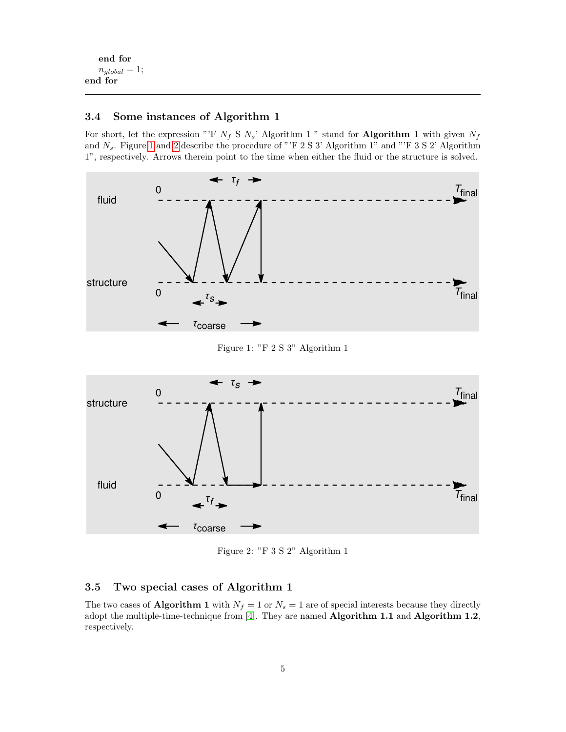**end for**
$n_{global} = 1$;
**end for**

### 3.4 Some instances of Algorithm 1

For short, let the expression "'F $N_f$ S $N_s$' Algorithm 1 " stand for **Algorithm 1** with given $N_f$ and $N_s$. Figure 1 and 2 describe the procedure of "'F 2 S 3' Algorithm 1" and "'F 3 S 2' Algorithm 1", respectively. Arrows therein point to the time when either the fluid or the structure is solved.

Figure 1: "F 2 S 3" Algorithm 1

Figure 2: "F 3 S 2" Algorithm 1

### 3.5 Two special cases of Algorithm 1

The two cases of **Algorithm 1** with $N_f = 1$ or $N_s = 1$ are of special interests because they directly adopt the multiple-time-technique from [4]. They are named **Algorithm 1.1** and **Algorithm 1.2**, respectively.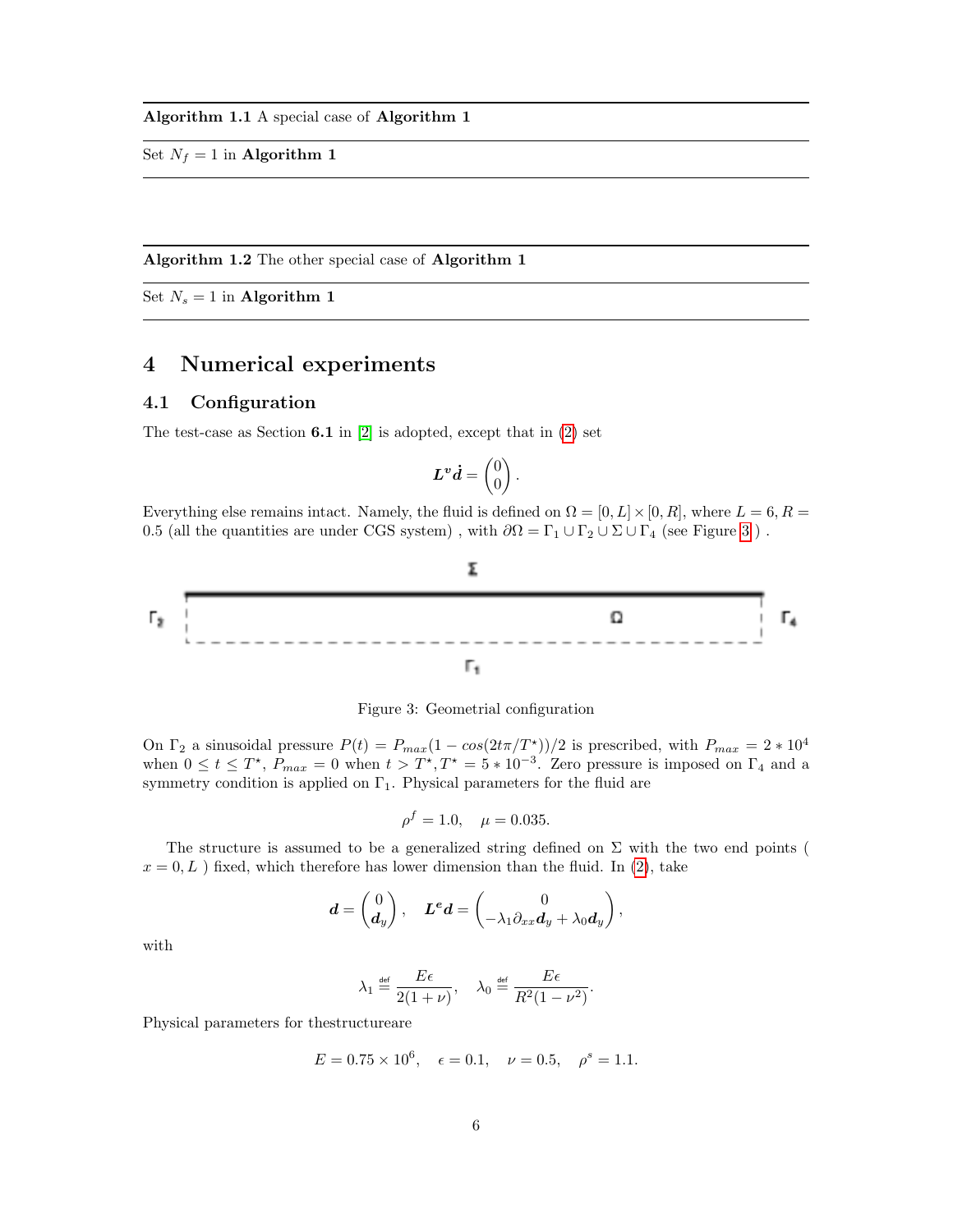**Algorithm 1.1** A special case of **Algorithm 1**

Set $N_f = 1$ in **Algorithm 1**

**Algorithm 1.2** The other special case of **Algorithm 1**

Set $N_s = 1$ in **Algorithm 1**

# 4 Numerical experiments

## 4.1 Configuration

The test-case as Section **6.1** in [2] is adopted, except that in (2) set

$$\boldsymbol{L}^v \dot{\boldsymbol{d}} = \begin{pmatrix} 0 \\ 0 \end{pmatrix}.$$

Everything else remains intact. Namely, the fluid is defined on $\Omega = [0, L] \times [0, R]$, where $L = 6, R = 0.5$ (all the quantities are under CGS system) , with $\partial\Omega = \Gamma_1 \cup \Gamma_2 \cup \Sigma \cup \Gamma_4$ (see Figure 3 ) .

Figure 3: Geometrial configuration

On $\Gamma_2$ a sinusoidal pressure $P(t) = P_{max}(1 - cos(2t\pi/T^\star))/2$ is prescribed, with $P_{max} = 2 * 10^4$ when $0 \leq t \leq T^\star$, $P_{max} = 0$ when $t > T^\star, T^\star = 5 * 10^{-3}$. Zero pressure is imposed on $\Gamma_4$ and a symmetry condition is applied on $\Gamma_1$. Physical parameters for the fluid are

$$\rho^f = 1.0, \quad \mu = 0.035.$$

The structure is assumed to be a generalized string defined on $\Sigma$ with the two end points ( $x = 0, L$ ) fixed, which therefore has lower dimension than the fluid. In (2), take

$$\boldsymbol{d} = \begin{pmatrix} 0 \\ \boldsymbol{d}_y \end{pmatrix}, \quad \boldsymbol{L}^e \boldsymbol{d} = \begin{pmatrix} 0 \\ -\lambda_1 \partial_{xx} \boldsymbol{d}_y + \lambda_0 \boldsymbol{d}_y \end{pmatrix},$$

with

$$\lambda_1 \stackrel{\text{def}}{=} \frac{E\epsilon}{2(1+\nu)}, \quad \lambda_0 \stackrel{\text{def}}{=} \frac{E\epsilon}{R^2(1-\nu^2)}.$$

Physical parameters for thestructureare

$$E = 0.75 \times 10^6, \quad \epsilon = 0.1, \quad \nu = 0.5, \quad \rho^s = 1.1.$$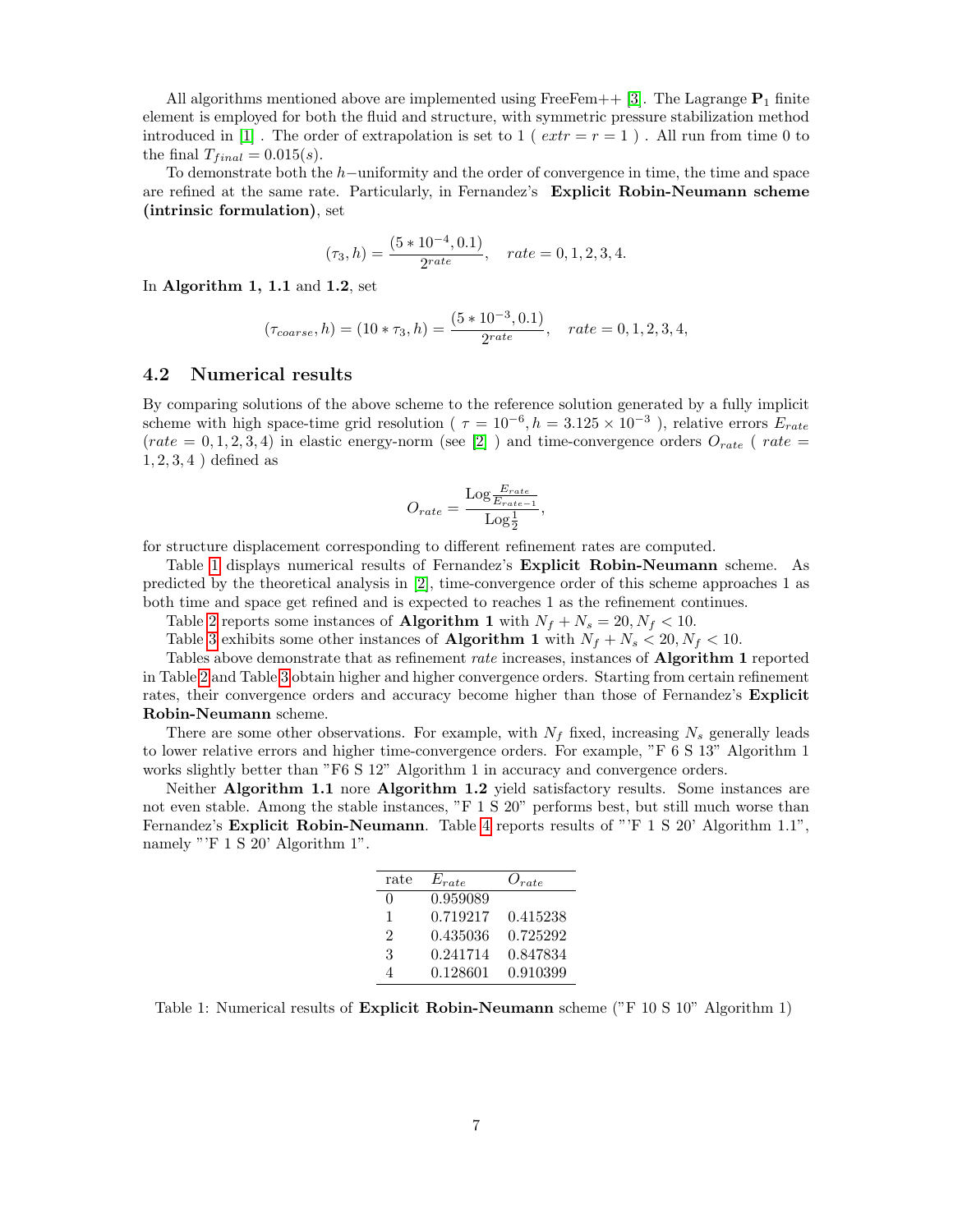All algorithms mentioned above are implemented using FreeFem++ [3]. The Lagrange $\mathbf{P}_1$ finite element is employed for both the fluid and structure, with symmetric pressure stabilization method introduced in [1] . The order of extrapolation is set to 1 ( $extr = r = 1$ ) . All run from time 0 to the final $T_{final} = 0.015(s)$.

To demonstrate both the $h-$uniformity and the order of convergence in time, the time and space are refined at the same rate. Particularly, in Fernandez's **Explicit Robin-Neumann scheme (intrinsic formulation)**, set

$$(\tau_3, h) = \frac{(5 * 10^{-4}, 0.1)}{2^{rate}}, \quad rate = 0, 1, 2, 3, 4.$$

In **Algorithm 1, 1.1** and **1.2**, set

$$(\tau_{coarse}, h) = (10 * \tau_3, h) = \frac{(5 * 10^{-3}, 0.1)}{2^{rate}}, \quad rate = 0, 1, 2, 3, 4,$$

## 4.2 Numerical results

By comparing solutions of the above scheme to the reference solution generated by a fully implicit scheme with high space-time grid resolution ( $\tau = 10^{-6}, h = 3.125 \times 10^{-3}$ ), relative errors $E_{rate}$ ($rate = 0, 1, 2, 3, 4$) in elastic energy-norm (see [2] ) and time-convergence orders $O_{rate}$ ( $rate = 1, 2, 3, 4$ ) defined as

$$O_{rate} = \frac{\text{Log}\frac{E_{rate}}{E_{rate-1}}}{\text{Log}\frac{1}{2}},$$

for structure displacement corresponding to different refinement rates are computed.

Table 1 displays numerical results of Fernandez's **Explicit Robin-Neumann** scheme. As predicted by the theoretical analysis in [2], time-convergence order of this scheme approaches 1 as both time and space get refined and is expected to reaches 1 as the refinement continues.

Table 2 reports some instances of **Algorithm 1** with $N_f + N_s = 20, N_f < 10$.

Table 3 exhibits some other instances of **Algorithm 1** with $N_f + N_s < 20, N_f < 10$.

Tables above demonstrate that as refinement *rate* increases, instances of **Algorithm 1** reported in Table 2 and Table 3 obtain higher and higher convergence orders. Starting from certain refinement rates, their convergence orders and accuracy become higher than those of Fernandez's **Explicit Robin-Neumann** scheme.

There are some other observations. For example, with $N_f$ fixed, increasing $N_s$ generally leads to lower relative errors and higher time-convergence orders. For example, "F 6 S 13" Algorithm 1 works slightly better than "F6 S 12" Algorithm 1 in accuracy and convergence orders.

Neither **Algorithm 1.1** nore **Algorithm 1.2** yield satisfactory results. Some instances are not even stable. Among the stable instances, "F 1 S 20" performs best, but still much worse than Fernandez's **Explicit Robin-Neumann**. Table 4 reports results of "'F 1 S 20' Algorithm 1.1", namely "'F 1 S 20' Algorithm 1".

| rate | $E_{rate}$ | $O_{rate}$ |
|---|---|---|
| 0 | 0.959089 | |
| 1 | 0.719217 | 0.415238 |
| 2 | 0.435036 | 0.725292 |
| 3 | 0.241714 | 0.847834 |
| 4 | 0.128601 | 0.910399 |

Table 1: Numerical results of **Explicit Robin-Neumann** scheme ("F 10 S 10" Algorithm 1)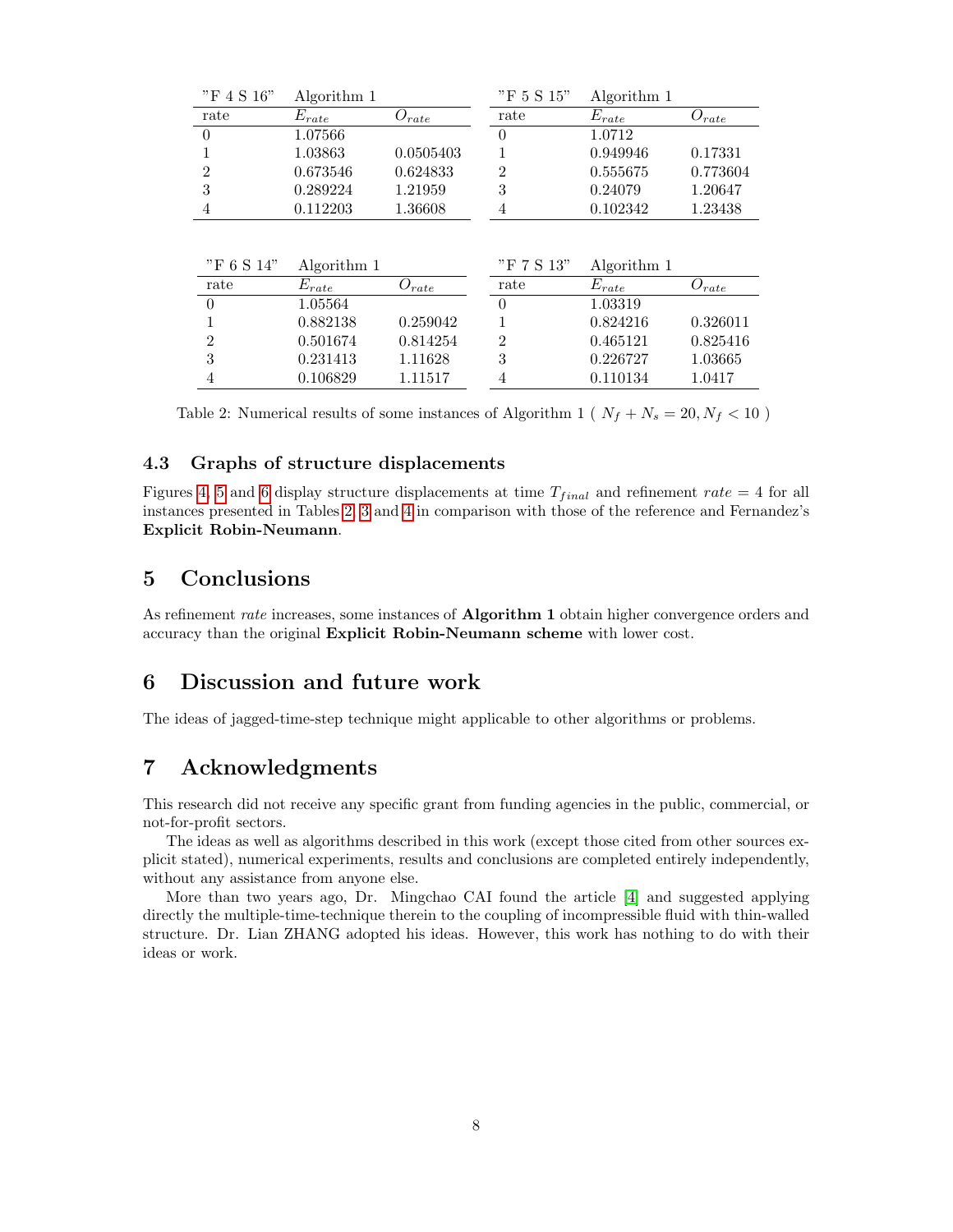| "F 4 S 16" | Algorithm 1 | |
|---|---|---|
| rate | $E_{rate}$ | $O_{rate}$ |
| 0 | 1.07566 | |
| 1 | 1.03863 | 0.0505403 |
| 2 | 0.673546 | 0.624833 |
| 3 | 0.289224 | 1.21959 |
| 4 | 0.112203 | 1.36608 |

| "F 5 S 15" | Algorithm 1 | |
|---|---|---|
| rate | $E_{rate}$ | $O_{rate}$ |
| 0 | 1.0712 | |
| 1 | 0.949946 | 0.17331 |
| 2 | 0.555675 | 0.773604 |
| 3 | 0.24079 | 1.20647 |
| 4 | 0.102342 | 1.23438 |

| "F 6 S 14" | Algorithm 1 | |
|---|---|---|
| rate | $E_{rate}$ | $O_{rate}$ |
| 0 | 1.05564 | |
| 1 | 0.882138 | 0.259042 |
| 2 | 0.501674 | 0.814254 |
| 3 | 0.231413 | 1.11628 |
| 4 | 0.106829 | 1.11517 |

| "F 7 S 13" | Algorithm 1 | |
|---|---|---|
| rate | $E_{rate}$ | $O_{rate}$ |
| 0 | 1.03319 | |
| 1 | 0.824216 | 0.326011 |
| 2 | 0.465121 | 0.825416 |
| 3 | 0.226727 | 1.03665 |
| 4 | 0.110134 | 1.0417 |

Table 2: Numerical results of some instances of Algorithm 1 ( $N_f + N_s = 20, N_f < 10$ )

### 4.3 Graphs of structure displacements

Figures 4, 5 and 6 display structure displacements at time $T_{final}$ and refinement $rate = 4$ for all instances presented in Tables 2, 3 and 4 in comparison with those of the reference and Fernandez's **Explicit Robin-Neumann**.

## 5 Conclusions

As refinement *rate* increases, some instances of **Algorithm 1** obtain higher convergence orders and accuracy than the original **Explicit Robin-Neumann scheme** with lower cost.

## 6 Discussion and future work

The ideas of jagged-time-step technique might applicable to other algorithms or problems.

## 7 Acknowledgments

This research did not receive any specific grant from funding agencies in the public, commercial, or not-for-profit sectors.

The ideas as well as algorithms described in this work (except those cited from other sources explicit stated), numerical experiments, results and conclusions are completed entirely independently, without any assistance from anyone else.

More than two years ago, Dr. Mingchao CAI found the article [4] and suggested applying directly the multiple-time-technique therein to the coupling of incompressible fluid with thin-walled structure. Dr. Lian ZHANG adopted his ideas. However, this work has nothing to do with their ideas or work.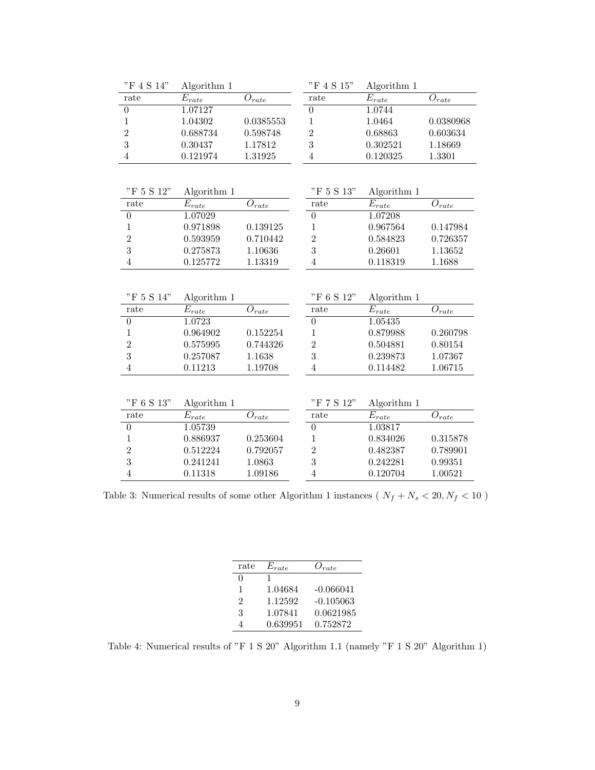| "F 4 S 14" | Algorithm 1 | |
|---|---|---|
| rate | $E_{rate}$ | $O_{rate}$ |
| 0 | 1.07127 | |
| 1 | 1.04302 | 0.0385553 |
| 2 | 0.688734 | 0.598748 |
| 3 | 0.30437 | 1.17812 |
| 4 | 0.121974 | 1.31925 |

| "F 4 S 15" | Algorithm 1 | |
|---|---|---|
| rate | $E_{rate}$ | $O_{rate}$ |
| 0 | 1.0744 | |
| 1 | 1.0464 | 0.0380968 |
| 2 | 0.68863 | 0.603634 |
| 3 | 0.302521 | 1.18669 |
| 4 | 0.120325 | 1.3301 |

| "F 5 S 12" | Algorithm 1 | |
|---|---|---|
| rate | $E_{rate}$ | $O_{rate}$ |
| 0 | 1.07029 | |
| 1 | 0.971898 | 0.139125 |
| 2 | 0.593959 | 0.710442 |
| 3 | 0.275873 | 1.10636 |
| 4 | 0.125772 | 1.13319 |

| "F 5 S 13" | Algorithm 1 | |
|---|---|---|
| rate | $E_{rate}$ | $O_{rate}$ |
| 0 | 1.07208 | |
| 1 | 0.967564 | 0.147984 |
| 2 | 0.584823 | 0.726357 |
| 3 | 0.26601 | 1.13652 |
| 4 | 0.118319 | 1.1688 |

| "F 5 S 14" | Algorithm 1 | |
|---|---|---|
| rate | $E_{rate}$ | $O_{rate}$ |
| 0 | 1.0723 | |
| 1 | 0.964902 | 0.152254 |
| 2 | 0.575995 | 0.744326 |
| 3 | 0.257087 | 1.1638 |
| 4 | 0.11213 | 1.19708 |

| "F 6 S 12" | Algorithm 1 | |
|---|---|---|
| rate | $E_{rate}$ | $O_{rate}$ |
| 0 | 1.05435 | |
| 1 | 0.879988 | 0.260798 |
| 2 | 0.504881 | 0.80154 |
| 3 | 0.239873 | 1.07367 |
| 4 | 0.114482 | 1.06715 |

| "F 6 S 13" | Algorithm 1 | |
|---|---|---|
| rate | $E_{rate}$ | $O_{rate}$ |
| 0 | 1.05739 | |
| 1 | 0.886937 | 0.253604 |
| 2 | 0.512224 | 0.792057 |
| 3 | 0.241241 | 1.0863 |
| 4 | 0.11318 | 1.09186 |

| "F 7 S 12" | Algorithm 1 | |
|---|---|---|
| rate | $E_{rate}$ | $O_{rate}$ |
| 0 | 1.03817 | |
| 1 | 0.834026 | 0.315878 |
| 2 | 0.482387 | 0.789901 |
| 3 | 0.242281 | 0.99351 |
| 4 | 0.120704 | 1.00521 |

Table 3: Numerical results of some other Algorithm 1 instances ( $N_f + N_s < 20, N_f < 10$ )

| rate | $E_{rate}$ | $O_{rate}$ |
|---|---|---|
| 0 | 1 | |
| 1 | 1.04684 | -0.066041 |
| 2 | 1.12592 | -0.105063 |
| 3 | 1.07841 | 0.0621985 |
| 4 | 0.639951 | 0.752872 |

Table 4: Numerical results of "F 1 S 20" Algorithm 1.1 (namely "F 1 S 20" Algorithm 1)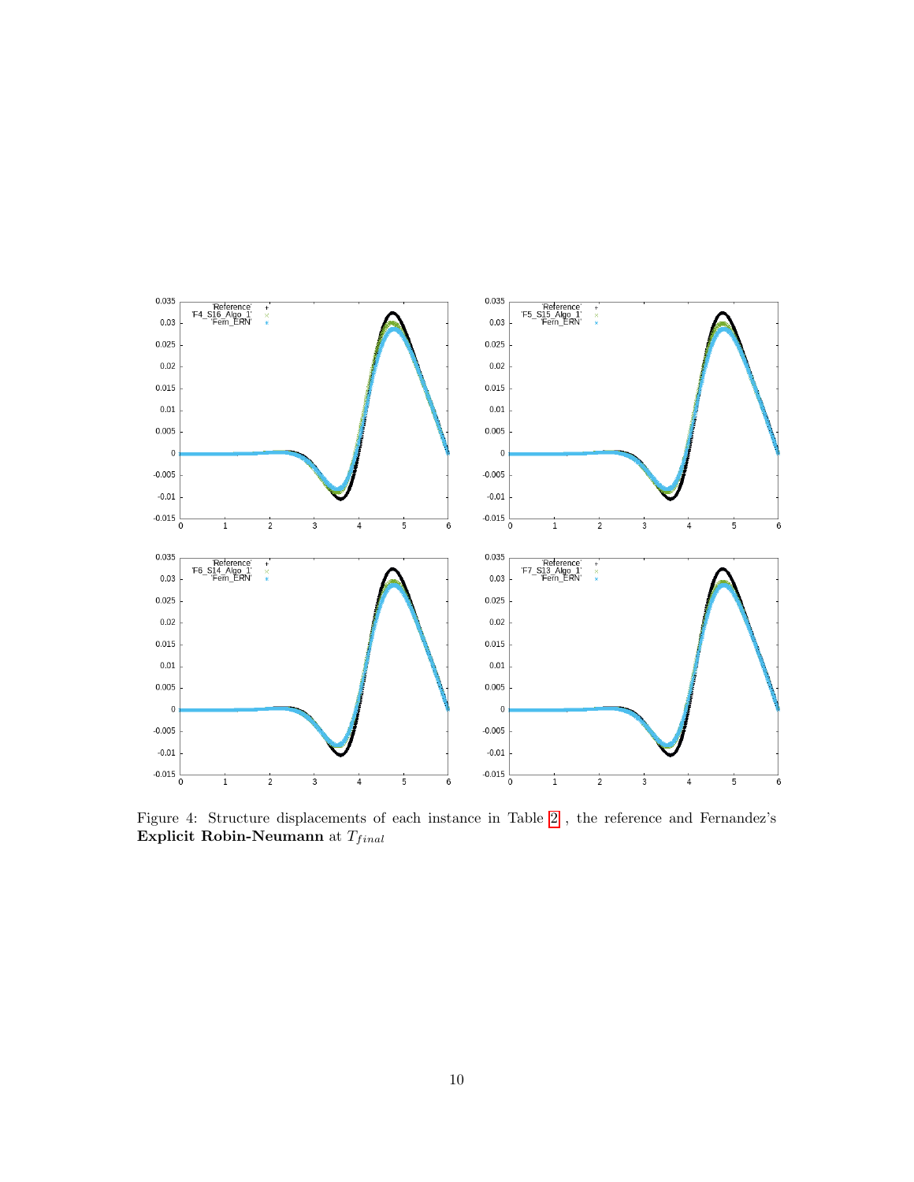Figure 4: Structure displacements of each instance in Table 2 , the reference and Fernandez's **Explicit Robin-Neumann** at $T_{final}$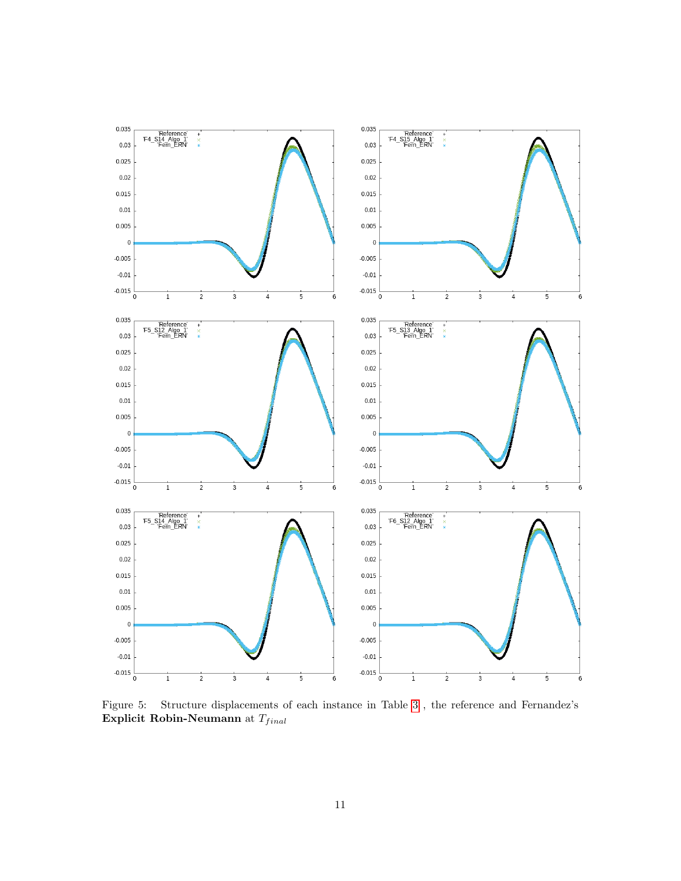Figure 5: Structure displacements of each instance in Table 3 , the reference and Fernandez's **Explicit Robin-Neumann** at $T_{final}$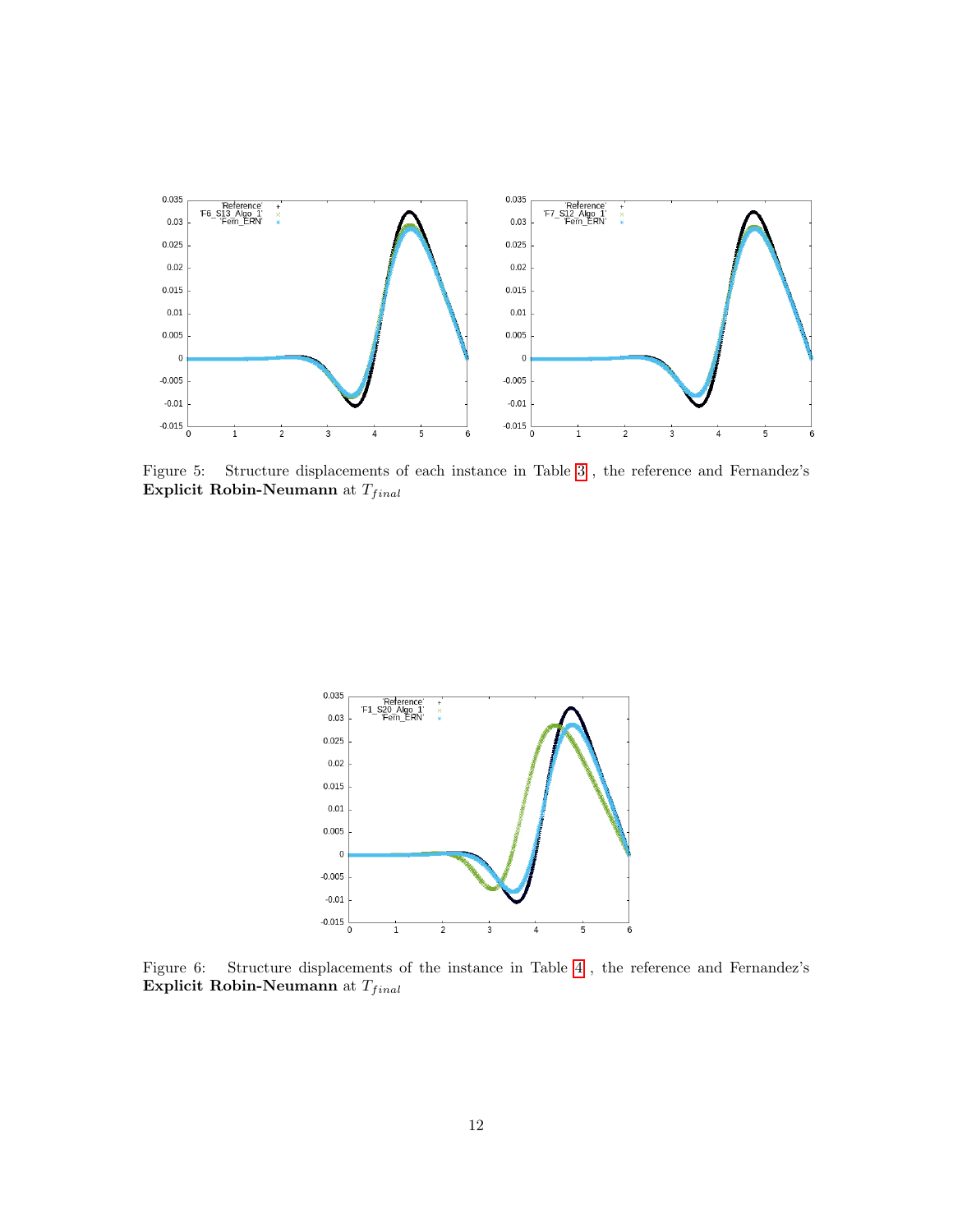Figure 5: Structure displacements of each instance in Table 3 , the reference and Fernandez's **Explicit Robin-Neumann** at $T_{final}$

Figure 6: Structure displacements of the instance in Table 4 , the reference and Fernandez's **Explicit Robin-Neumann** at $T_{final}$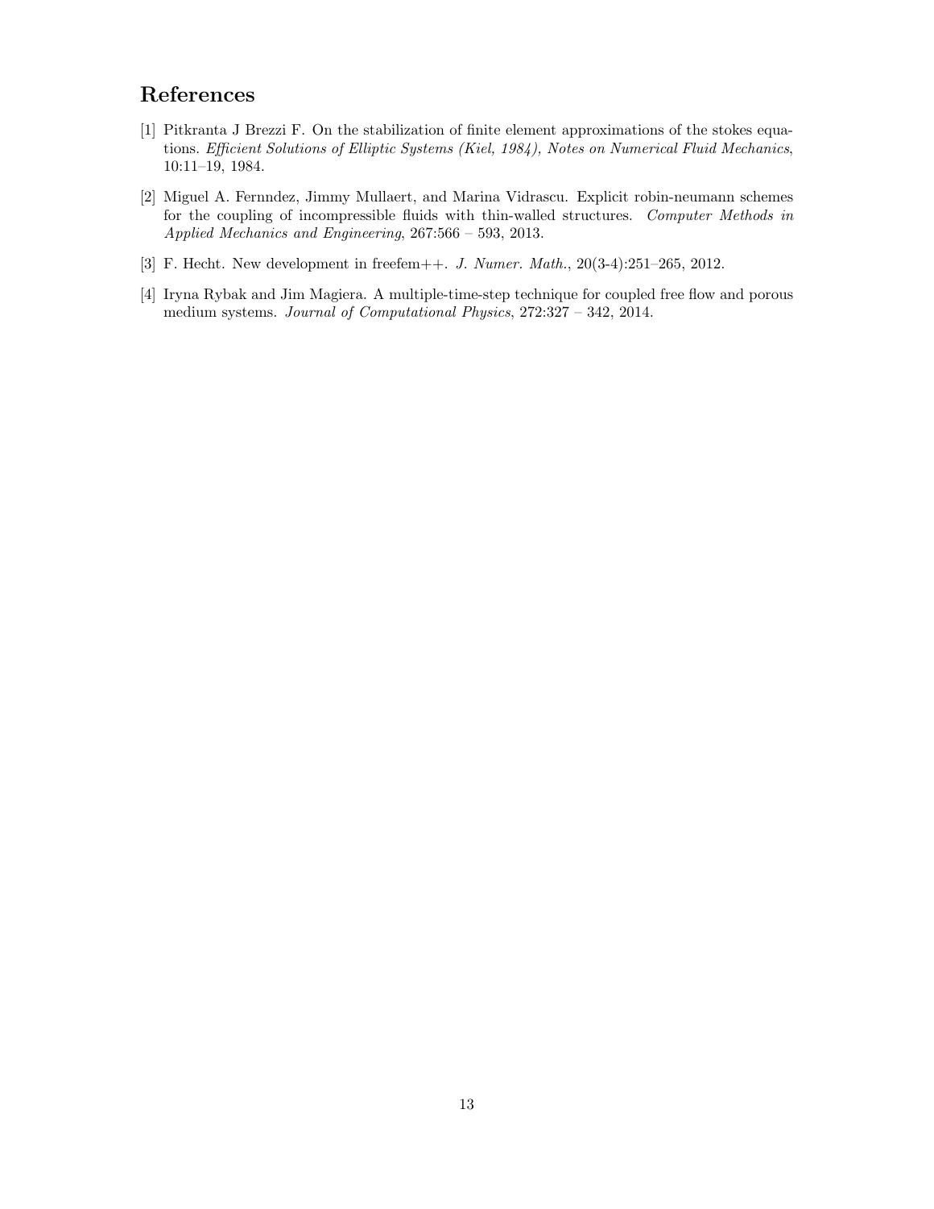# References

[1] Pitkranta J Brezzi F. On the stabilization of finite element approximations of the stokes equations. *Efficient Solutions of Elliptic Systems (Kiel, 1984), Notes on Numerical Fluid Mechanics*, 10:11–19, 1984.

[2] Miguel A. Fernndez, Jimmy Mullaert, and Marina Vidrascu. Explicit robin-neumann schemes for the coupling of incompressible fluids with thin-walled structures. *Computer Methods in Applied Mechanics and Engineering*, 267:566 – 593, 2013.

[3] F. Hecht. New development in freefem++. *J. Numer. Math.*, 20(3-4):251–265, 2012.

[4] Iryna Rybak and Jim Magiera. A multiple-time-step technique for coupled free flow and porous medium systems. *Journal of Computational Physics*, 272:327 – 342, 2014.